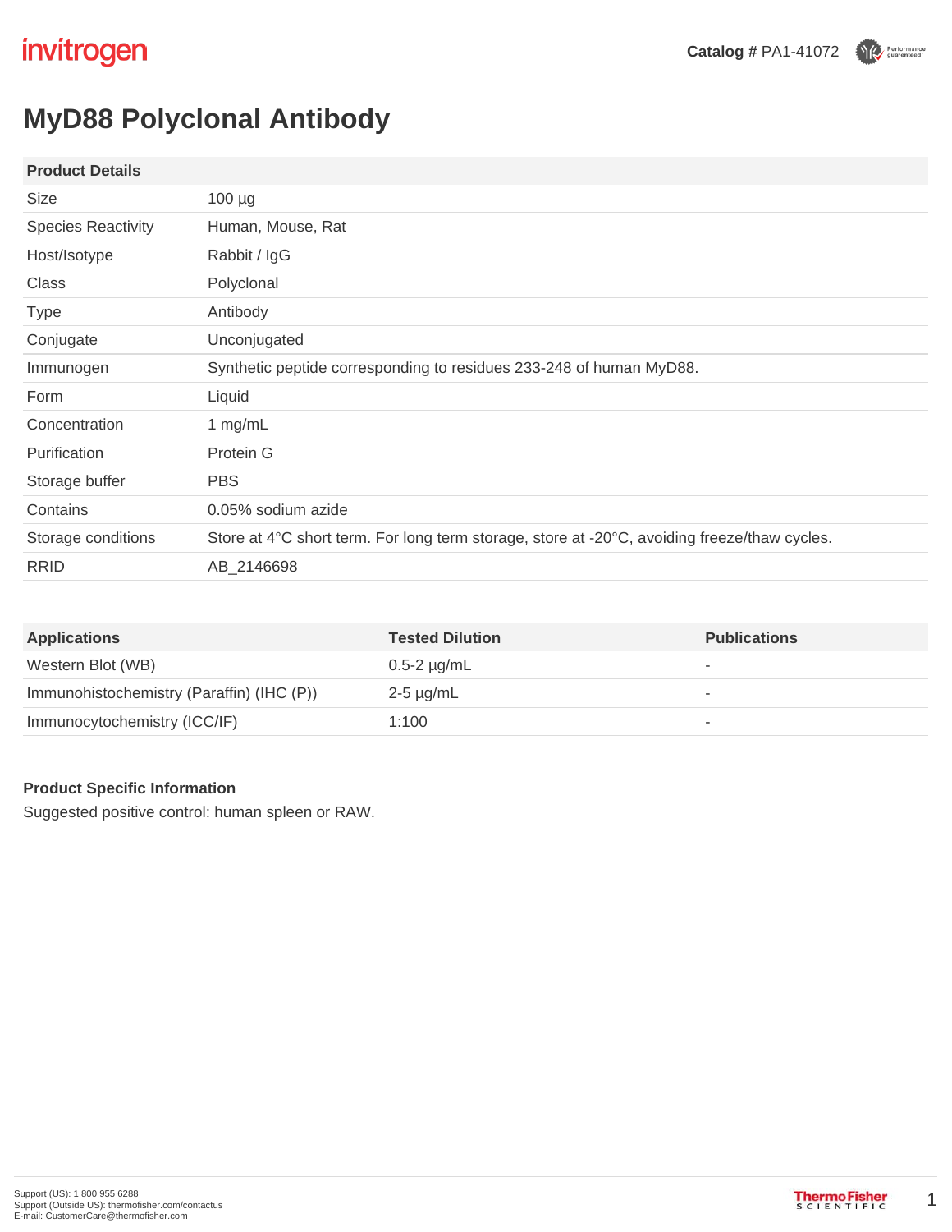**Catalog #** PA1-41072

# MyD88 Polyclonal Antibody

| Product Details | |
|---|---|
| Size | 100 µg |
| Species Reactivity | Human, Mouse, Rat |
| Host/Isotype | Rabbit / IgG |
| Class | Polyclonal |
| Type | Antibody |
| Conjugate | Unconjugated |
| Immunogen | Synthetic peptide corresponding to residues 233-248 of human MyD88. |
| Form | Liquid |
| Concentration | 1 mg/mL |
| Purification | Protein G |
| Storage buffer | PBS |
| Contains | 0.05% sodium azide |
| Storage conditions | Store at 4°C short term. For long term storage, store at -20°C, avoiding freeze/thaw cycles. |
| RRID | AB_2146698 |

| Applications | Tested Dilution | Publications |
|---|---|---|
| Western Blot (WB) | 0.5-2 µg/mL | - |
| Immunohistochemistry (Paraffin) (IHC (P)) | 2-5 µg/mL | - |
| Immunocytochemistry (ICC/IF) | 1:100 | - |

### Product Specific Information

Suggested positive control: human spleen or RAW.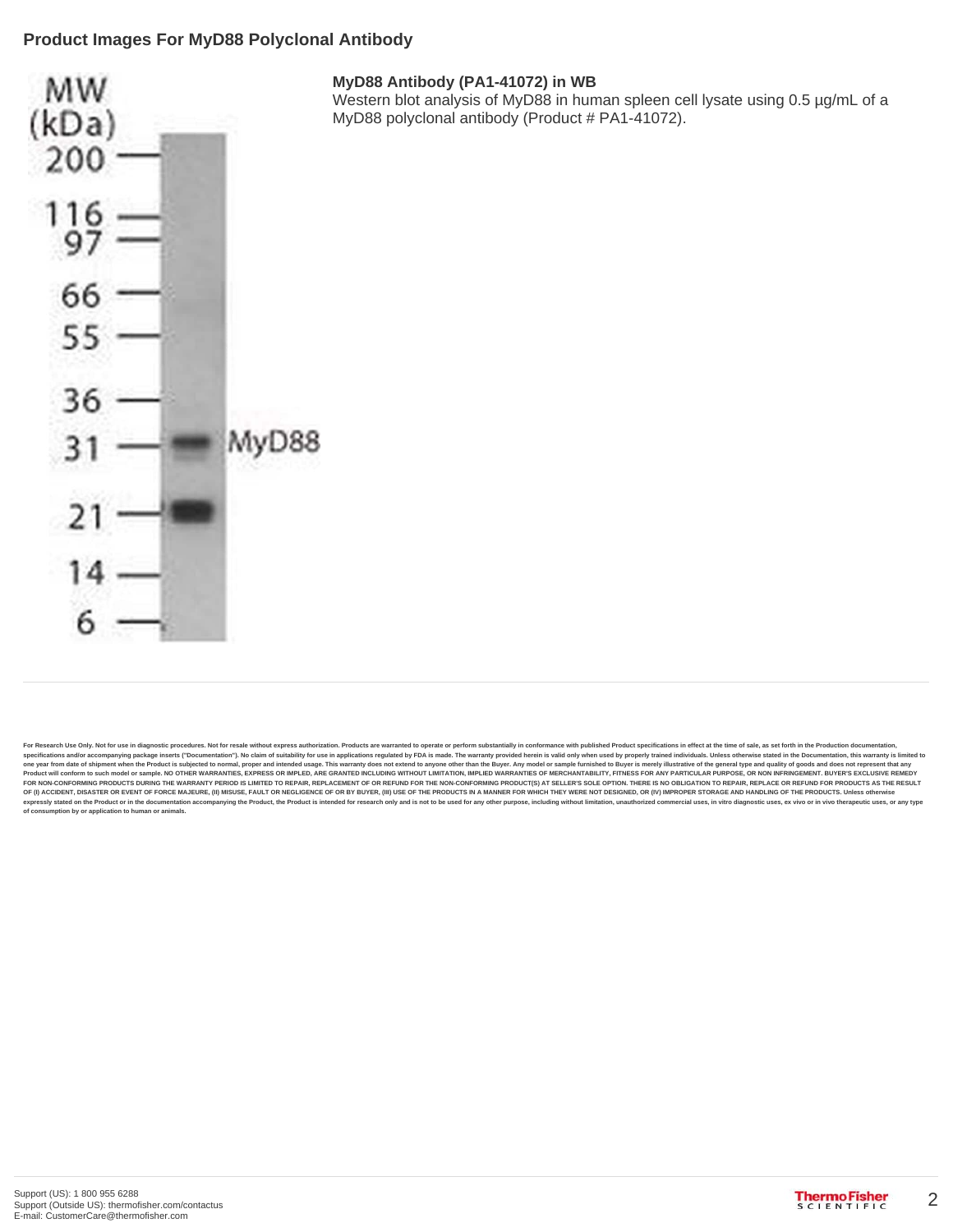## Product Images For MyD88 Polyclonal Antibody

MW
(kDa)
200
116
97
66
55
36
31
21
14
6
MyD88

**MyD88 Antibody (PA1-41072) in WB**
Western blot analysis of MyD88 in human spleen cell lysate using 0.5 µg/mL of a MyD88 polyclonal antibody (Product # PA1-41072).

For Research Use Only. Not for use in diagnostic procedures. Not for resale without express authorization. Products are warranted to operate or perform substantially in conformance with published Product specifications in effect at the time of sale, as set forth in the Production documentation, specifications and/or accompanying package inserts ("Documentation"). No claim of suitability for use in applications regulated by FDA is made. The warranty provided herein is valid only when used by properly trained individuals. Unless otherwise stated in the Documentation, this warranty is limited to one year from date of shipment when the Product is subjected to normal, proper and intended usage. This warranty does not extend to anyone other than the Buyer. Any model or sample furnished to Buyer is merely illustrative of the general type and quality of goods and does not represent that any Product will conform to such model or sample. NO OTHER WARRANTIES, EXPRESS OR IMPLED, ARE GRANTED INCLUDING WITHOUT LIMITATION, IMPLIED WARRANTIES OF MERCHANTABILITY, FITNESS FOR ANY PARTICULAR PURPOSE, OR NON INFRINGEMENT. BUYER'S EXCLUSIVE REMEDY FOR NON-CONFORMING PRODUCTS DURING THE WARRANTY PERIOD IS LIMITED TO REPAIR, REPLACEMENT OF OR REFUND FOR THE NON-CONFORMING PRODUCT(S) AT SELLER'S SOLE OPTION. THERE IS NO OBLIGATION TO REPAIR, REPLACE OR REFUND FOR PRODUCTS AS THE RESULT OF (I) ACCIDENT, DISASTER OR EVENT OF FORCE MAJEURE, (II) MISUSE, FAULT OR NEGLIGENCE OF OR BY BUYER, (III) USE OF THE PRODUCTS IN A MANNER FOR WHICH THEY WERE NOT DESIGNED, OR (IV) IMPROPER STORAGE AND HANDLING OF THE PRODUCTS. Unless otherwise expressly stated on the Product or in the documentation accompanying the Product, the Product is intended for research only and is not to be used for any other purpose, including without limitation, unauthorized commercial uses, in vitro diagnostic uses, ex vivo or in vivo therapeutic uses, or any type of consumption by or application to human or animals.

Support (US): 1 800 955 6288
Support (Outside US): thermofisher.com/contactus
E-mail: CustomerCare@thermofisher.com